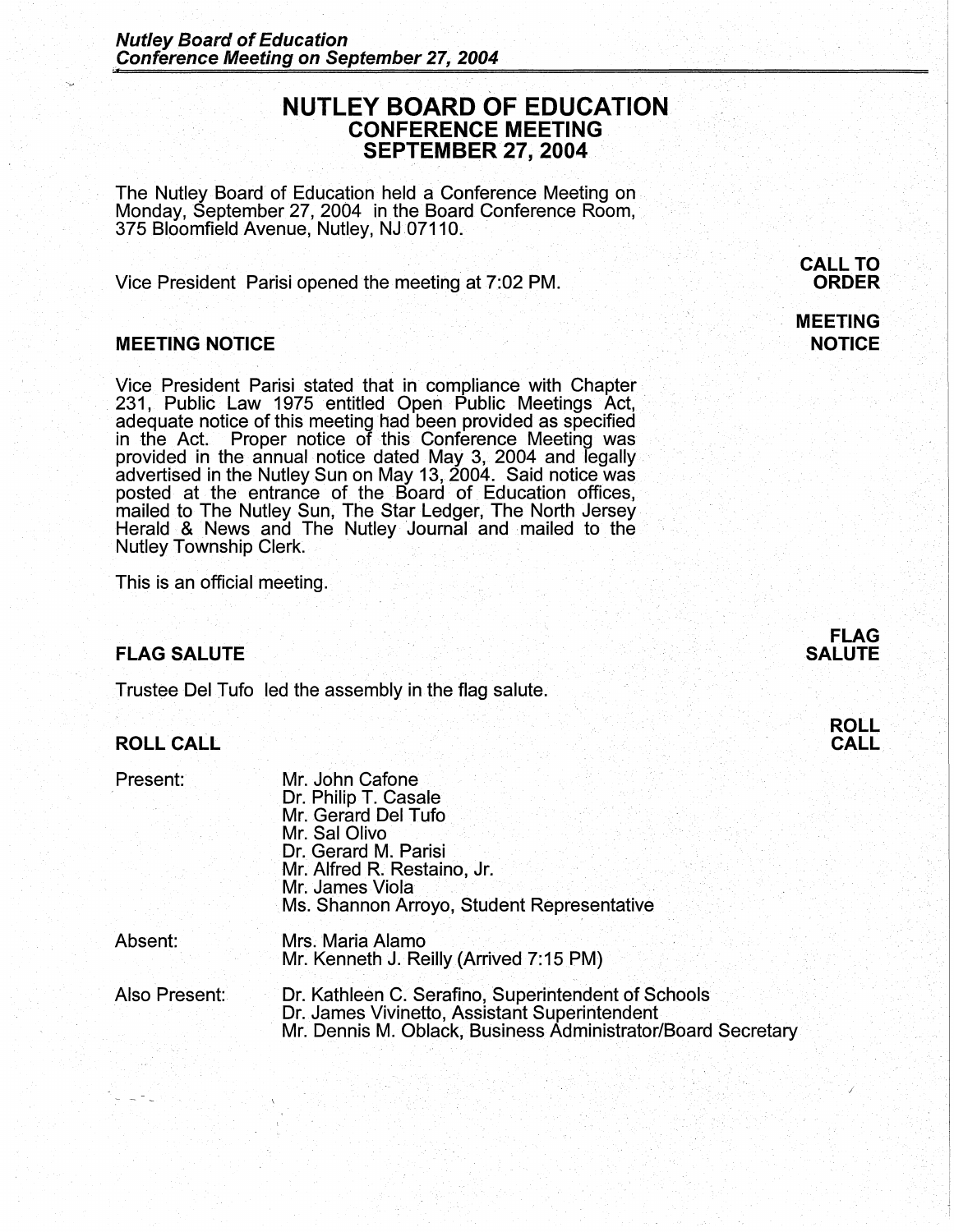# NUTLEY BOARD OF EDUCATION
## CONFERENCE MEETING
## SEPTEMBER 27, 2004

The Nutley Board of Education held a Conference Meeting on Monday, September 27, 2004 in the Board Conference Room, 375 Bloomfield Avenue, Nutley, NJ 07110.

**CALL TO ORDER**

Vice President Parisi opened the meeting at 7:02 PM.

### MEETING NOTICE

**MEETING NOTICE**

Vice President Parisi stated that in compliance with Chapter 231, Public Law 1975 entitled Open Public Meetings Act, adequate notice of this meeting had been provided as specified in the Act. Proper notice of this Conference Meeting was provided in the annual notice dated May 3, 2004 and legally advertised in the Nutley Sun on May 13, 2004. Said notice was posted at the entrance of the Board of Education offices, mailed to The Nutley Sun, The Star Ledger, The North Jersey Herald & News and The Nutley Journal and mailed to the Nutley Township Clerk.

This is an official meeting.

### FLAG SALUTE

**FLAG SALUTE**

Trustee Del Tufo led the assembly in the flag salute.

### ROLL CALL

**ROLL CALL**

Present:
- Mr. John Cafone
- Dr. Philip T. Casale
- Mr. Gerard Del Tufo
- Mr. Sal Olivo
- Dr. Gerard M. Parisi
- Mr. Alfred R. Restaino, Jr.
- Mr. James Viola
- Ms. Shannon Arroyo, Student Representative

Absent:
- Mrs. Maria Alamo
- Mr. Kenneth J. Reilly (Arrived 7:15 PM)

Also Present:
- Dr. Kathleen C. Serafino, Superintendent of Schools
- Dr. James Vivinetto, Assistant Superintendent
- Mr. Dennis M. Oblack, Business Administrator/Board Secretary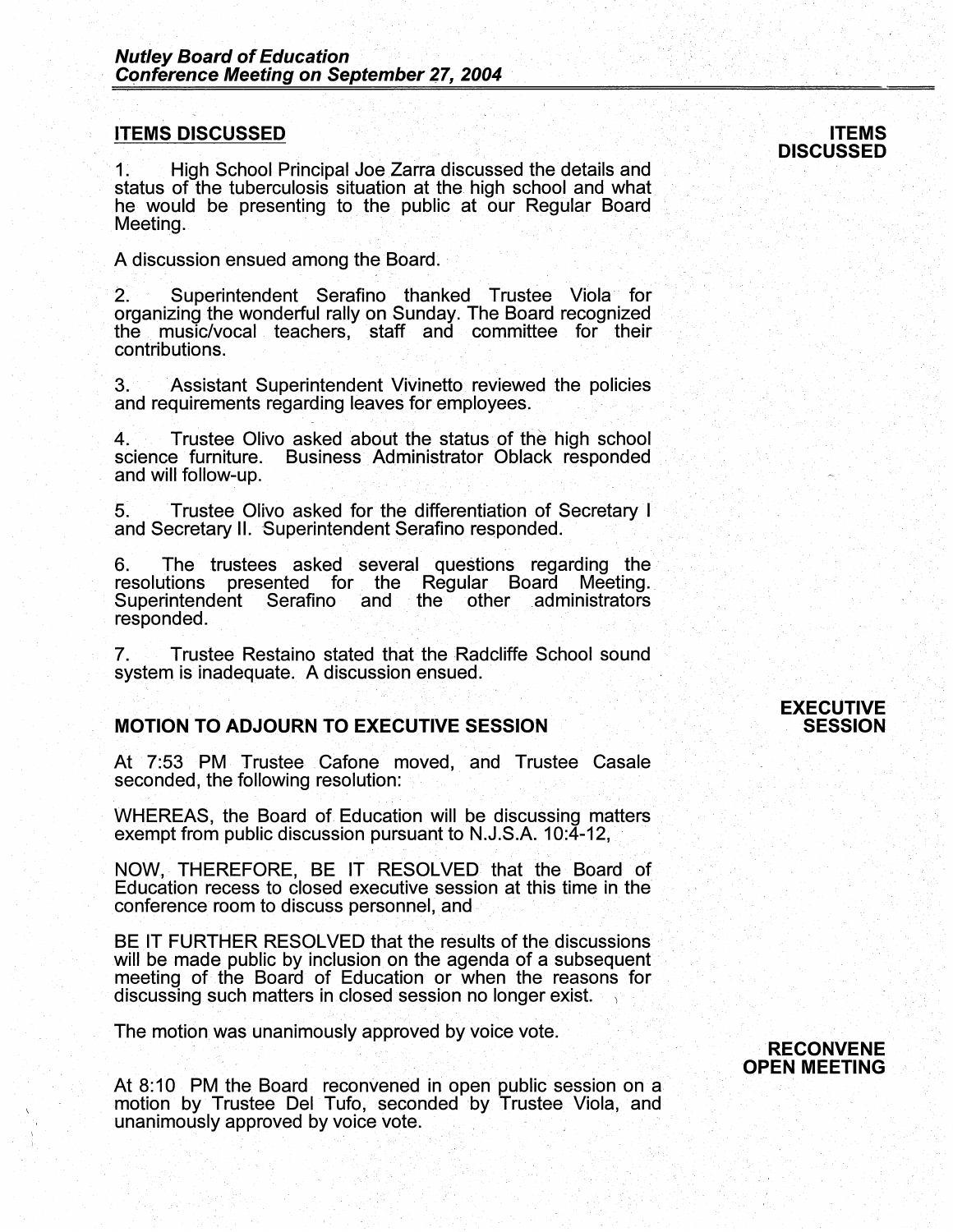## ITEMS DISCUSSED

**ITEMS DISCUSSED**

1. High School Principal Joe Zarra discussed the details and status of the tuberculosis situation at the high school and what he would be presenting to the public at our Regular Board Meeting.

A discussion ensued among the Board.

2. Superintendent Serafino thanked Trustee Viola for organizing the wonderful rally on Sunday. The Board recognized the music/vocal teachers, staff and committee for their contributions.

3. Assistant Superintendent Vivinetto reviewed the policies and requirements regarding leaves for employees.

4. Trustee Olivo asked about the status of the high school science furniture. Business Administrator Oblack responded and will follow-up.

5. Trustee Olivo asked for the differentiation of Secretary I and Secretary II. Superintendent Serafino responded.

6. The trustees asked several questions regarding the resolutions presented for the Regular Board Meeting. Superintendent Serafino and the other administrators responded.

7. Trustee Restaino stated that the Radcliffe School sound system is inadequate. A discussion ensued.

## MOTION TO ADJOURN TO EXECUTIVE SESSION

**EXECUTIVE SESSION**

At 7:53 PM Trustee Cafone moved, and Trustee Casale seconded, the following resolution:

WHEREAS, the Board of Education will be discussing matters exempt from public discussion pursuant to N.J.S.A. 10:4-12,

NOW, THEREFORE, BE IT RESOLVED that the Board of Education recess to closed executive session at this time in the conference room to discuss personnel, and

BE IT FURTHER RESOLVED that the results of the discussions will be made public by inclusion on the agenda of a subsequent meeting of the Board of Education or when the reasons for discussing such matters in closed session no longer exist.

The motion was unanimously approved by voice vote.

**RECONVENE OPEN MEETING**

At 8:10 PM the Board reconvened in open public session on a motion by Trustee Del Tufo, seconded by Trustee Viola, and unanimously approved by voice vote.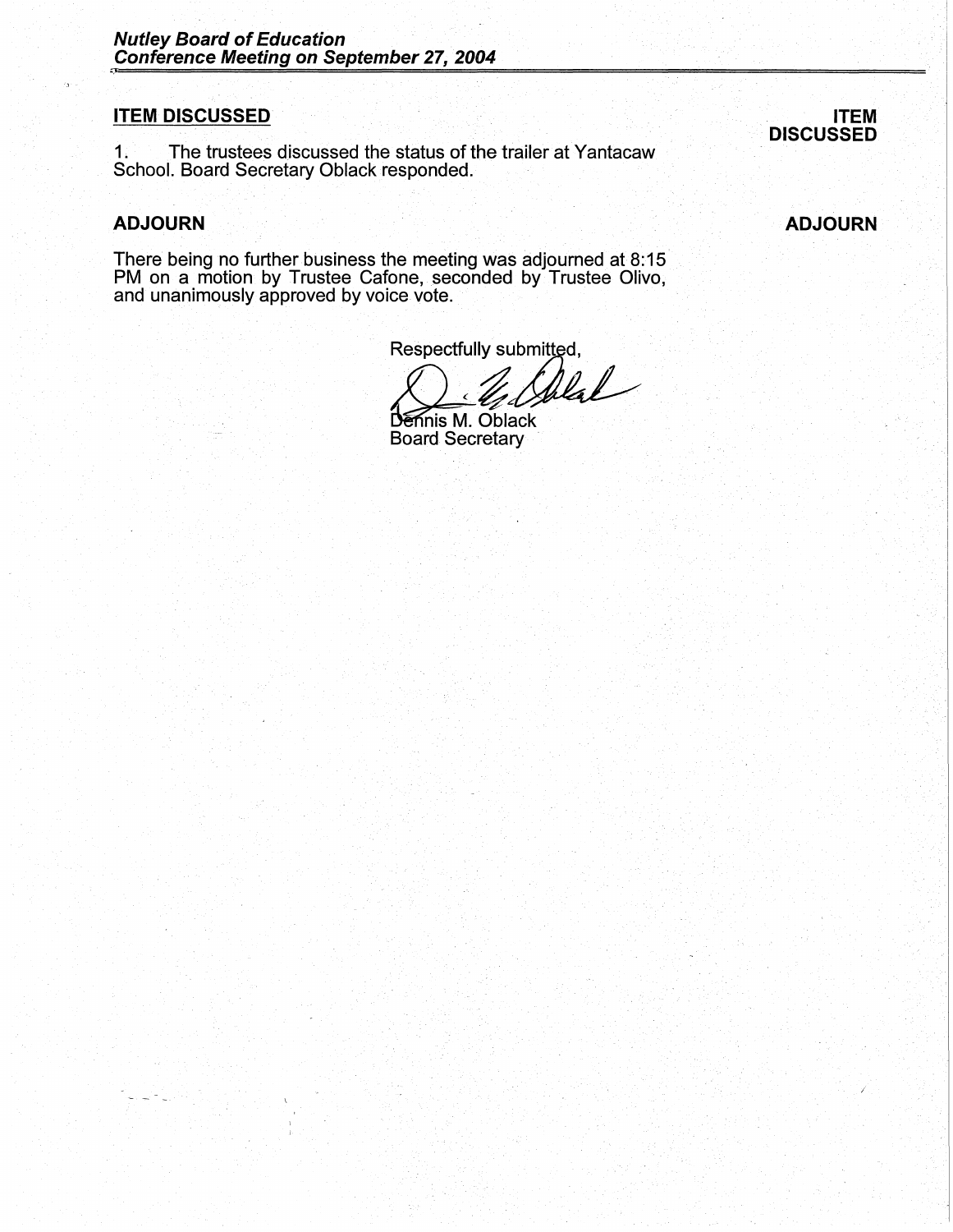## ITEM DISCUSSED

**ITEM DISCUSSED**

1. The trustees discussed the status of the trailer at Yantacaw School. Board Secretary Oblack responded.

## ADJOURN

**ADJOURN**

There being no further business the meeting was adjourned at 8:15 PM on a motion by Trustee Cafone, seconded by Trustee Olivo, and unanimously approved by voice vote.

Respectfully submitted,

Dennis M. Oblack
Board Secretary